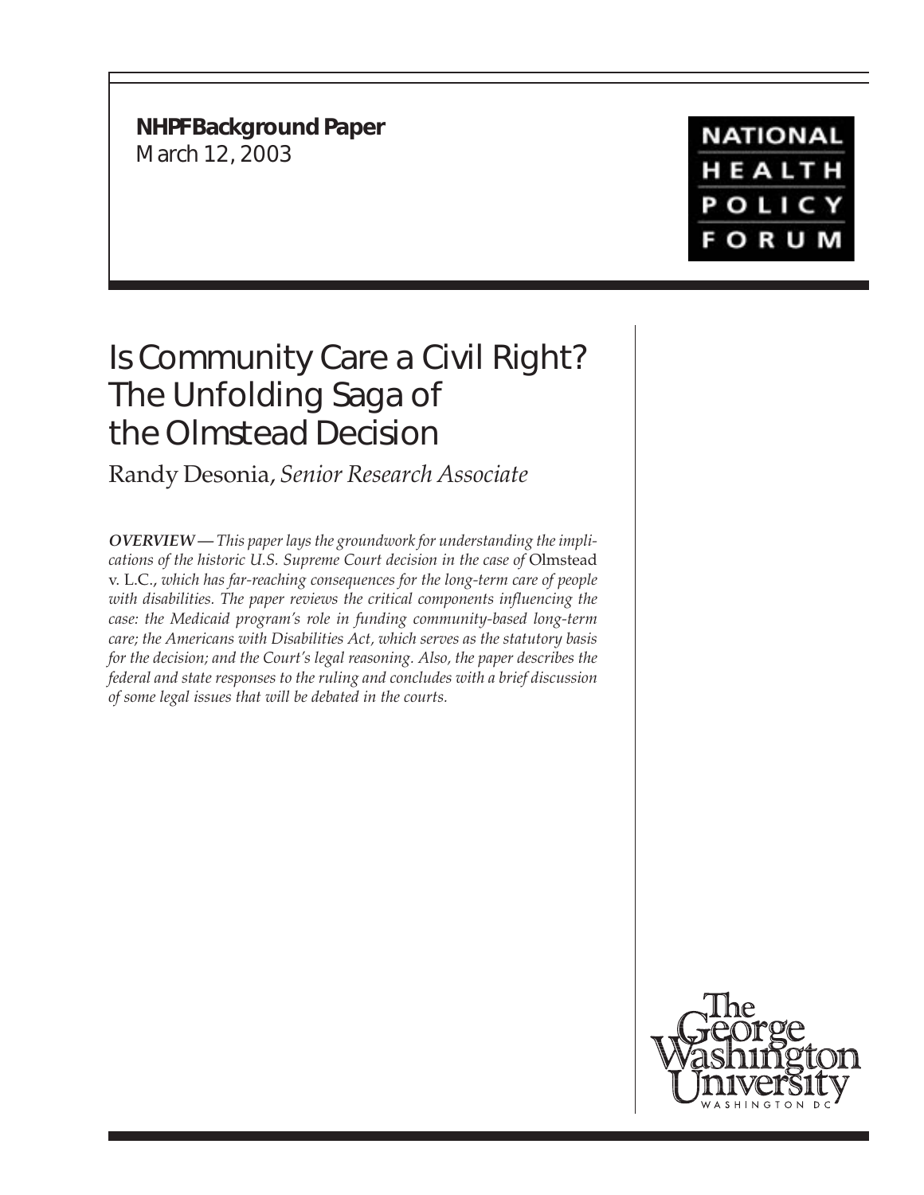**NHPF Background Paper**
March 12, 2003

NATIONAL HEALTH POLICY FORUM

# Is Community Care a Civil Right? The Unfolding Saga of the Olmstead Decision

Randy Desonia, *Senior Research Associate*

***OVERVIEW*** *— This paper lays the groundwork for understanding the implications of the historic U.S. Supreme Court decision in the case of* Olmstead v. L.C., *which has far-reaching consequences for the long-term care of people with disabilities. The paper reviews the critical components influencing the case: the Medicaid program's role in funding community-based long-term care; the Americans with Disabilities Act, which serves as the statutory basis for the decision; and the Court's legal reasoning. Also, the paper describes the federal and state responses to the ruling and concludes with a brief discussion of some legal issues that will be debated in the courts.*

The George Washington University
WASHINGTON DC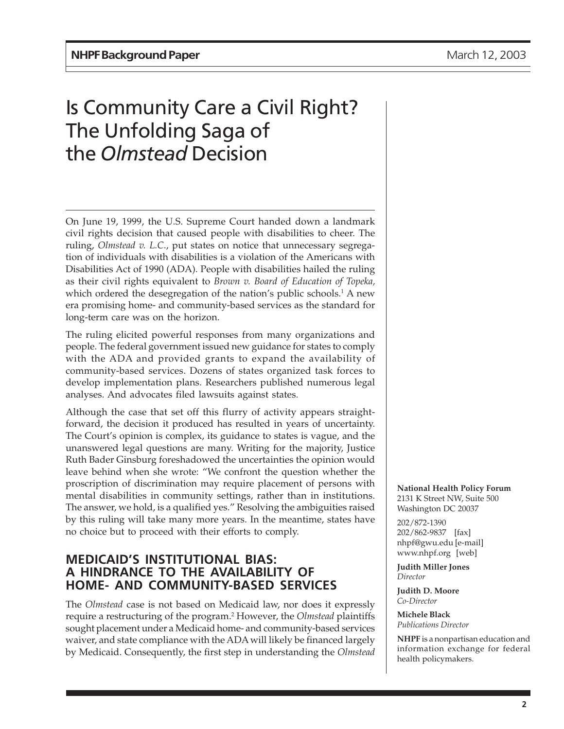# Is Community Care a Civil Right? The Unfolding Saga of the *Olmstead* Decision

On June 19, 1999, the U.S. Supreme Court handed down a landmark civil rights decision that caused people with disabilities to cheer. The ruling, *Olmstead v. L.C.*, put states on notice that unnecessary segregation of individuals with disabilities is a violation of the Americans with Disabilities Act of 1990 (ADA). People with disabilities hailed the ruling as their civil rights equivalent to *Brown v. Board of Education of Topeka,* which ordered the desegregation of the nation's public schools.[1] A new era promising home- and community-based services as the standard for long-term care was on the horizon.

The ruling elicited powerful responses from many organizations and people. The federal government issued new guidance for states to comply with the ADA and provided grants to expand the availability of community-based services. Dozens of states organized task forces to develop implementation plans. Researchers published numerous legal analyses. And advocates filed lawsuits against states.

Although the case that set off this flurry of activity appears straightforward, the decision it produced has resulted in years of uncertainty. The Court's opinion is complex, its guidance to states is vague, and the unanswered legal questions are many. Writing for the majority, Justice Ruth Bader Ginsburg foreshadowed the uncertainties the opinion would leave behind when she wrote: "We confront the question whether the proscription of discrimination may require placement of persons with mental disabilities in community settings, rather than in institutions. The answer, we hold, is a qualified yes." Resolving the ambiguities raised by this ruling will take many more years. In the meantime, states have no choice but to proceed with their efforts to comply.

## MEDICAID'S INSTITUTIONAL BIAS: A HINDRANCE TO THE AVAILABILITY OF HOME- AND COMMUNITY-BASED SERVICES

The *Olmstead* case is not based on Medicaid law, nor does it expressly require a restructuring of the program.[2] However, the *Olmstead* plaintiffs sought placement under a Medicaid home- and community-based services waiver, and state compliance with the ADA will likely be financed largely by Medicaid. Consequently, the first step in understanding the *Olmstead*

**National Health Policy Forum**
2131 K Street NW, Suite 500
Washington DC 20037

202/872-1390
202/862-9837 [fax]
nhpf@gwu.edu [e-mail]
www.nhpf.org [web]

**Judith Miller Jones**
*Director*

**Judith D. Moore**
*Co-Director*

**Michele Black**
*Publications Director*

**NHPF** is a nonpartisan education and information exchange for federal health policymakers.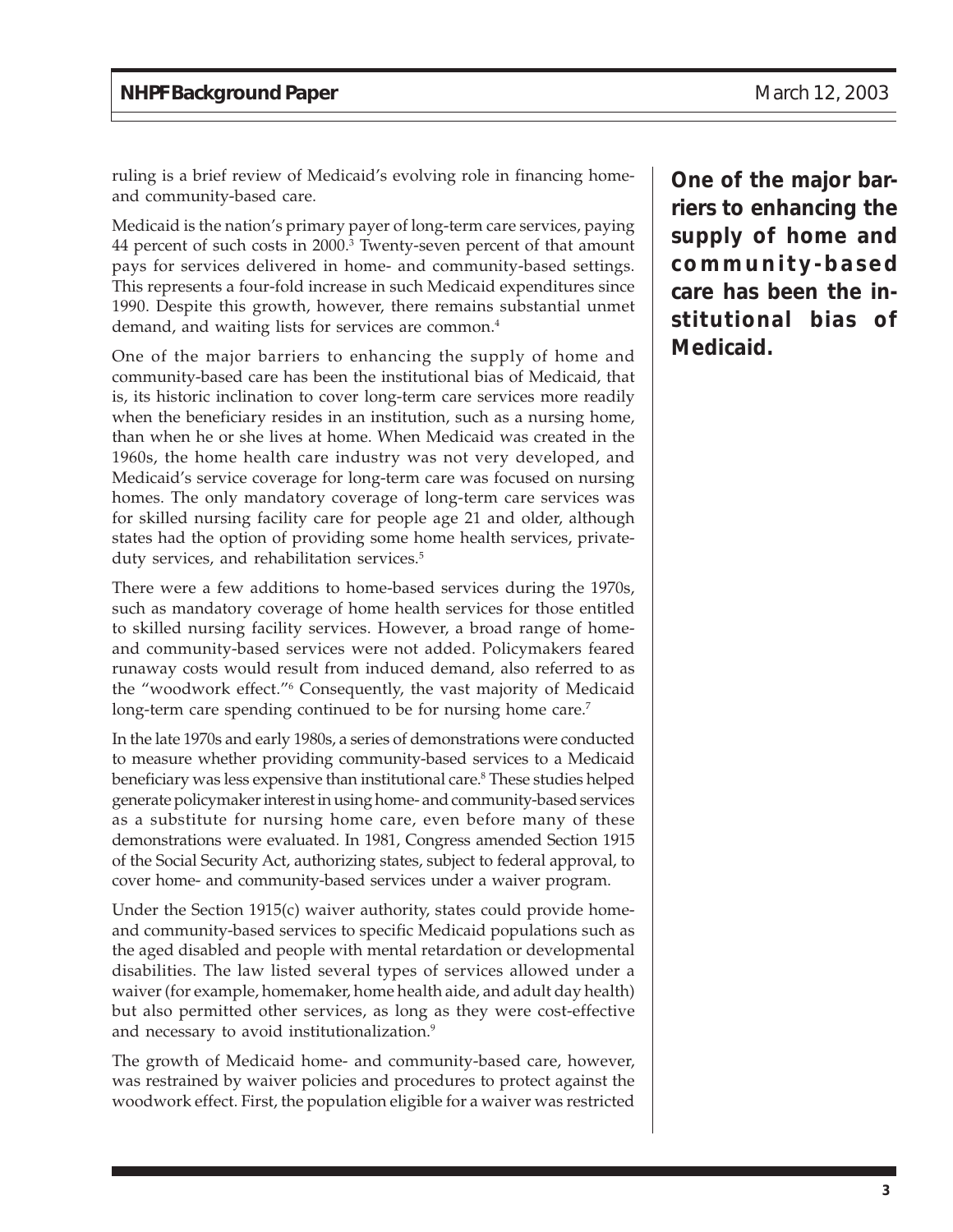ruling is a brief review of Medicaid's evolving role in financing home- and community-based care.

Medicaid is the nation's primary payer of long-term care services, paying 44 percent of such costs in 2000.[3] Twenty-seven percent of that amount pays for services delivered in home- and community-based settings. This represents a four-fold increase in such Medicaid expenditures since 1990. Despite this growth, however, there remains substantial unmet demand, and waiting lists for services are common.[4]

**One of the major barriers to enhancing the supply of home and community-based care has been the institutional bias of Medicaid.**

One of the major barriers to enhancing the supply of home and community-based care has been the institutional bias of Medicaid, that is, its historic inclination to cover long-term care services more readily when the beneficiary resides in an institution, such as a nursing home, than when he or she lives at home. When Medicaid was created in the 1960s, the home health care industry was not very developed, and Medicaid's service coverage for long-term care was focused on nursing homes. The only mandatory coverage of long-term care services was for skilled nursing facility care for people age 21 and older, although states had the option of providing some home health services, private-duty services, and rehabilitation services.[5]

There were a few additions to home-based services during the 1970s, such as mandatory coverage of home health services for those entitled to skilled nursing facility services. However, a broad range of home- and community-based services were not added. Policymakers feared runaway costs would result from induced demand, also referred to as the "woodwork effect."[6] Consequently, the vast majority of Medicaid long-term care spending continued to be for nursing home care.[7]

In the late 1970s and early 1980s, a series of demonstrations were conducted to measure whether providing community-based services to a Medicaid beneficiary was less expensive than institutional care.[8] These studies helped generate policymaker interest in using home- and community-based services as a substitute for nursing home care, even before many of these demonstrations were evaluated. In 1981, Congress amended Section 1915 of the Social Security Act, authorizing states, subject to federal approval, to cover home- and community-based services under a waiver program.

Under the Section 1915(c) waiver authority, states could provide home- and community-based services to specific Medicaid populations such as the aged disabled and people with mental retardation or developmental disabilities. The law listed several types of services allowed under a waiver (for example, homemaker, home health aide, and adult day health) but also permitted other services, as long as they were cost-effective and necessary to avoid institutionalization.[9]

The growth of Medicaid home- and community-based care, however, was restrained by waiver policies and procedures to protect against the woodwork effect. First, the population eligible for a waiver was restricted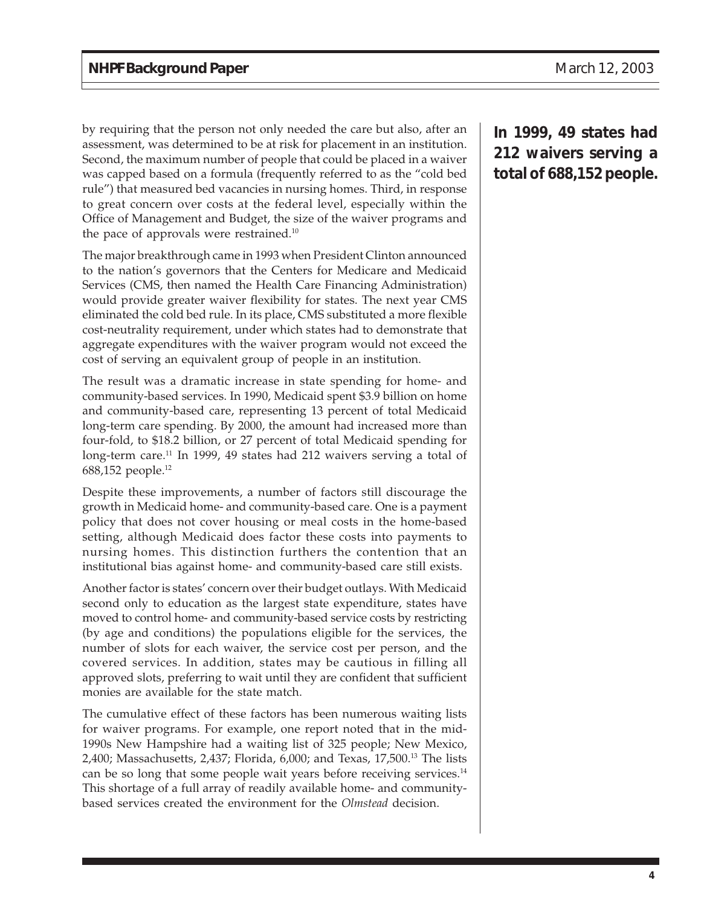by requiring that the person not only needed the care but also, after an assessment, was determined to be at risk for placement in an institution. Second, the maximum number of people that could be placed in a waiver was capped based on a formula (frequently referred to as the "cold bed rule") that measured bed vacancies in nursing homes. Third, in response to great concern over costs at the federal level, especially within the Office of Management and Budget, the size of the waiver programs and the pace of approvals were restrained.[10]

**In 1999, 49 states had 212 waivers serving a total of 688,152 people.**

The major breakthrough came in 1993 when President Clinton announced to the nation's governors that the Centers for Medicare and Medicaid Services (CMS, then named the Health Care Financing Administration) would provide greater waiver flexibility for states. The next year CMS eliminated the cold bed rule. In its place, CMS substituted a more flexible cost-neutrality requirement, under which states had to demonstrate that aggregate expenditures with the waiver program would not exceed the cost of serving an equivalent group of people in an institution.

The result was a dramatic increase in state spending for home- and community-based services. In 1990, Medicaid spent $3.9 billion on home and community-based care, representing 13 percent of total Medicaid long-term care spending. By 2000, the amount had increased more than four-fold, to $18.2 billion, or 27 percent of total Medicaid spending for long-term care.[11] In 1999, 49 states had 212 waivers serving a total of 688,152 people.[12]

Despite these improvements, a number of factors still discourage the growth in Medicaid home- and community-based care. One is a payment policy that does not cover housing or meal costs in the home-based setting, although Medicaid does factor these costs into payments to nursing homes. This distinction furthers the contention that an institutional bias against home- and community-based care still exists.

Another factor is states' concern over their budget outlays. With Medicaid second only to education as the largest state expenditure, states have moved to control home- and community-based service costs by restricting (by age and conditions) the populations eligible for the services, the number of slots for each waiver, the service cost per person, and the covered services. In addition, states may be cautious in filling all approved slots, preferring to wait until they are confident that sufficient monies are available for the state match.

The cumulative effect of these factors has been numerous waiting lists for waiver programs. For example, one report noted that in the mid-1990s New Hampshire had a waiting list of 325 people; New Mexico, 2,400; Massachusetts, 2,437; Florida, 6,000; and Texas, 17,500.[13] The lists can be so long that some people wait years before receiving services.[14] This shortage of a full array of readily available home- and community-based services created the environment for the *Olmstead* decision.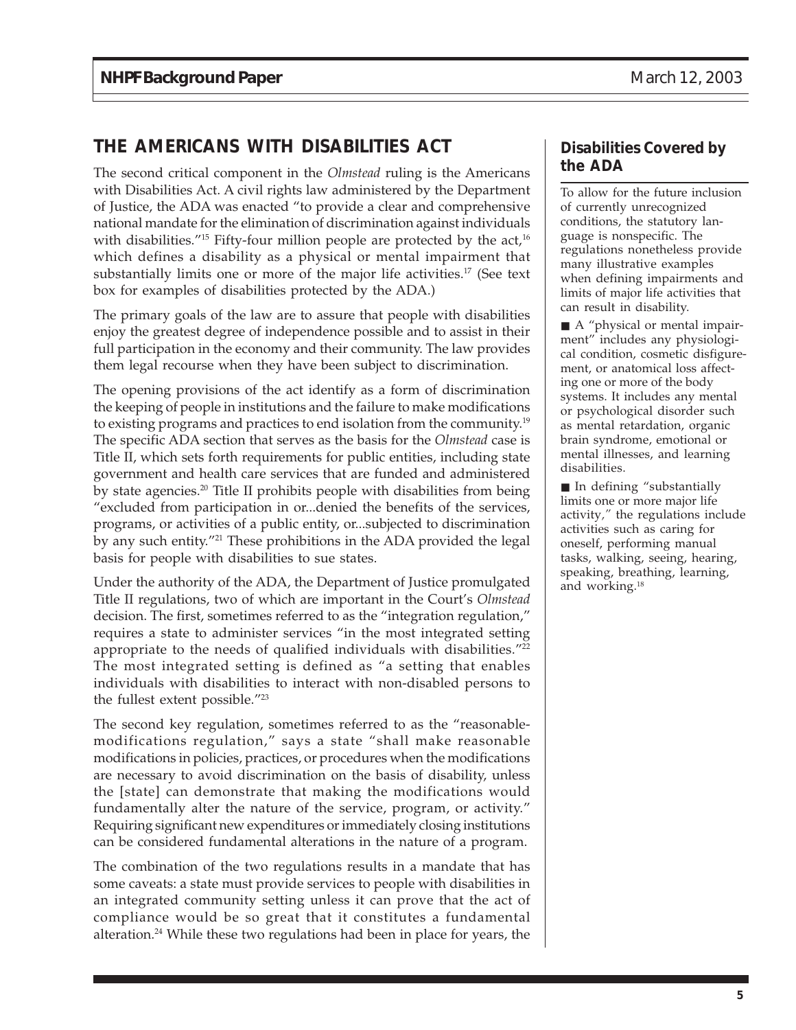## THE AMERICANS WITH DISABILITIES ACT

The second critical component in the *Olmstead* ruling is the Americans with Disabilities Act. A civil rights law administered by the Department of Justice, the ADA was enacted "to provide a clear and comprehensive national mandate for the elimination of discrimination against individuals with disabilities."[15] Fifty-four million people are protected by the act,[16] which defines a disability as a physical or mental impairment that substantially limits one or more of the major life activities.[17] (See text box for examples of disabilities protected by the ADA.)

The primary goals of the law are to assure that people with disabilities enjoy the greatest degree of independence possible and to assist in their full participation in the economy and their community. The law provides them legal recourse when they have been subject to discrimination.

The opening provisions of the act identify as a form of discrimination the keeping of people in institutions and the failure to make modifications to existing programs and practices to end isolation from the community.[19] The specific ADA section that serves as the basis for the *Olmstead* case is Title II, which sets forth requirements for public entities, including state government and health care services that are funded and administered by state agencies.[20] Title II prohibits people with disabilities from being "excluded from participation in or...denied the benefits of the services, programs, or activities of a public entity, or...subjected to discrimination by any such entity."[21] These prohibitions in the ADA provided the legal basis for people with disabilities to sue states.

Under the authority of the ADA, the Department of Justice promulgated Title II regulations, two of which are important in the Court's *Olmstead* decision. The first, sometimes referred to as the "integration regulation," requires a state to administer services "in the most integrated setting appropriate to the needs of qualified individuals with disabilities."[22] The most integrated setting is defined as "a setting that enables individuals with disabilities to interact with non-disabled persons to the fullest extent possible."[23]

The second key regulation, sometimes referred to as the "reasonable-modifications regulation," says a state "shall make reasonable modifications in policies, practices, or procedures when the modifications are necessary to avoid discrimination on the basis of disability, unless the [state] can demonstrate that making the modifications would fundamentally alter the nature of the service, program, or activity." Requiring significant new expenditures or immediately closing institutions can be considered fundamental alterations in the nature of a program.

The combination of the two regulations results in a mandate that has some caveats: a state must provide services to people with disabilities in an integrated community setting unless it can prove that the act of compliance would be so great that it constitutes a fundamental alteration.[24] While these two regulations had been in place for years, the

### Disabilities Covered by the ADA

To allow for the future inclusion of currently unrecognized conditions, the statutory language is nonspecific. The regulations nonetheless provide many illustrative examples when defining impairments and limits of major life activities that can result in disability.

- A "physical or mental impairment" includes any physiological condition, cosmetic disfigurement, or anatomical loss affecting one or more of the body systems. It includes any mental or psychological disorder such as mental retardation, organic brain syndrome, emotional or mental illnesses, and learning disabilities.
- In defining "substantially limits one or more major life activity," the regulations include activities such as caring for oneself, performing manual tasks, walking, seeing, hearing, speaking, breathing, learning, and working.[18]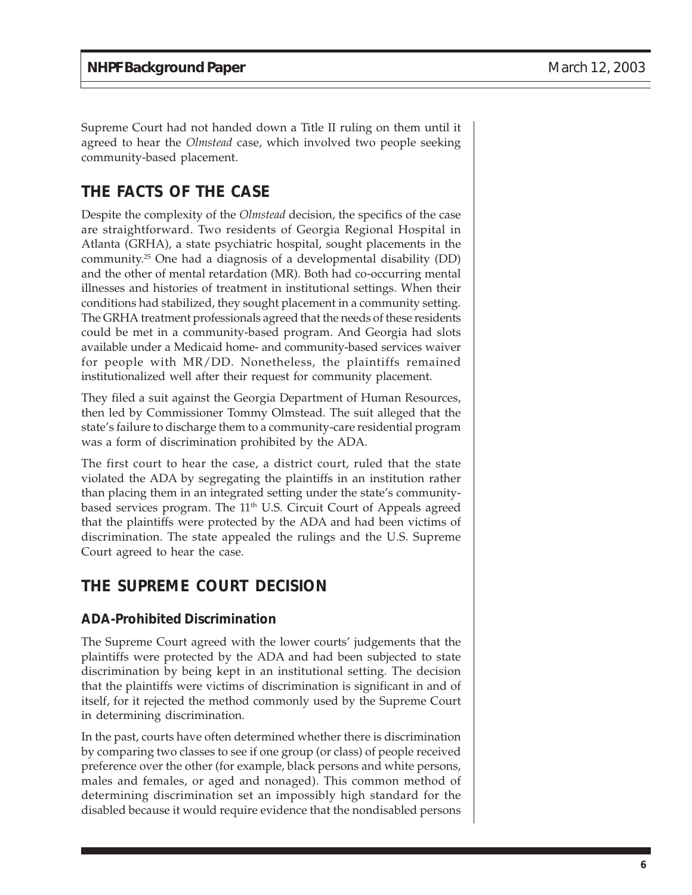Supreme Court had not handed down a Title II ruling on them until it agreed to hear the *Olmstead* case, which involved two people seeking community-based placement.

## THE FACTS OF THE CASE

Despite the complexity of the *Olmstead* decision, the specifics of the case are straightforward. Two residents of Georgia Regional Hospital in Atlanta (GRHA), a state psychiatric hospital, sought placements in the community.[25] One had a diagnosis of a developmental disability (DD) and the other of mental retardation (MR). Both had co-occurring mental illnesses and histories of treatment in institutional settings. When their conditions had stabilized, they sought placement in a community setting. The GRHA treatment professionals agreed that the needs of these residents could be met in a community-based program. And Georgia had slots available under a Medicaid home- and community-based services waiver for people with MR/DD. Nonetheless, the plaintiffs remained institutionalized well after their request for community placement.

They filed a suit against the Georgia Department of Human Resources, then led by Commissioner Tommy Olmstead. The suit alleged that the state's failure to discharge them to a community-care residential program was a form of discrimination prohibited by the ADA.

The first court to hear the case, a district court, ruled that the state violated the ADA by segregating the plaintiffs in an institution rather than placing them in an integrated setting under the state's community-based services program. The 11th U.S. Circuit Court of Appeals agreed that the plaintiffs were protected by the ADA and had been victims of discrimination. The state appealed the rulings and the U.S. Supreme Court agreed to hear the case.

## THE SUPREME COURT DECISION

### ADA-Prohibited Discrimination

The Supreme Court agreed with the lower courts' judgements that the plaintiffs were protected by the ADA and had been subjected to state discrimination by being kept in an institutional setting. The decision that the plaintiffs were victims of discrimination is significant in and of itself, for it rejected the method commonly used by the Supreme Court in determining discrimination.

In the past, courts have often determined whether there is discrimination by comparing two classes to see if one group (or class) of people received preference over the other (for example, black persons and white persons, males and females, or aged and nonaged). This common method of determining discrimination set an impossibly high standard for the disabled because it would require evidence that the nondisabled persons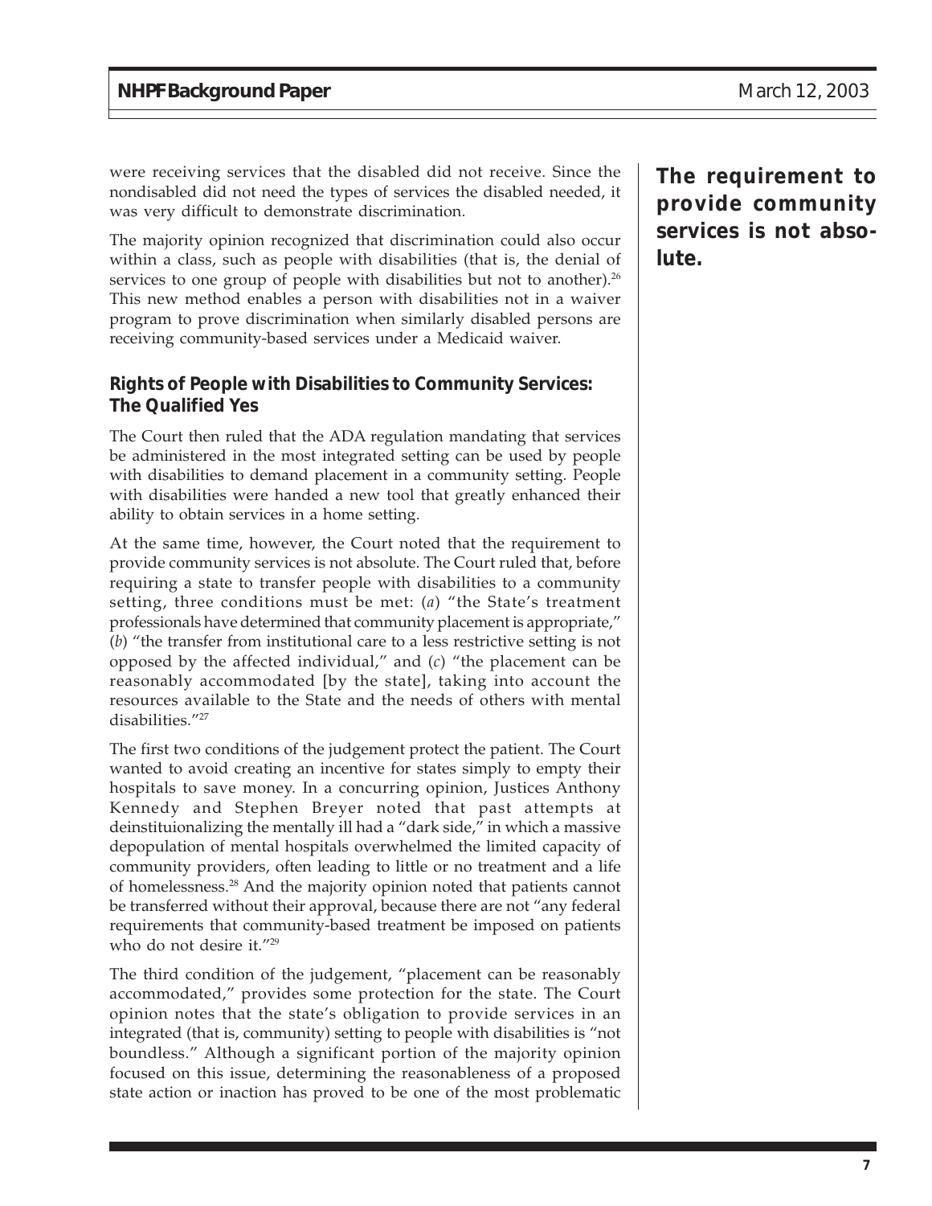were receiving services that the disabled did not receive. Since the nondisabled did not need the types of services the disabled needed, it was very difficult to demonstrate discrimination.

The majority opinion recognized that discrimination could also occur within a class, such as people with disabilities (that is, the denial of services to one group of people with disabilities but not to another).[26] This new method enables a person with disabilities not in a waiver program to prove discrimination when similarly disabled persons are receiving community-based services under a Medicaid waiver.

**The requirement to provide community services is not absolute.**

### Rights of People with Disabilities to Community Services: The Qualified Yes

The Court then ruled that the ADA regulation mandating that services be administered in the most integrated setting can be used by people with disabilities to demand placement in a community setting. People with disabilities were handed a new tool that greatly enhanced their ability to obtain services in a home setting.

At the same time, however, the Court noted that the requirement to provide community services is not absolute. The Court ruled that, before requiring a state to transfer people with disabilities to a community setting, three conditions must be met: (*a*) "the State's treatment professionals have determined that community placement is appropriate," (*b*) "the transfer from institutional care to a less restrictive setting is not opposed by the affected individual," and (*c*) "the placement can be reasonably accommodated [by the state], taking into account the resources available to the State and the needs of others with mental disabilities."[27]

The first two conditions of the judgement protect the patient. The Court wanted to avoid creating an incentive for states simply to empty their hospitals to save money. In a concurring opinion, Justices Anthony Kennedy and Stephen Breyer noted that past attempts at deinstituionalizing the mentally ill had a "dark side," in which a massive depopulation of mental hospitals overwhelmed the limited capacity of community providers, often leading to little or no treatment and a life of homelessness.[28] And the majority opinion noted that patients cannot be transferred without their approval, because there are not "any federal requirements that community-based treatment be imposed on patients who do not desire it."[29]

The third condition of the judgement, "placement can be reasonably accommodated," provides some protection for the state. The Court opinion notes that the state's obligation to provide services in an integrated (that is, community) setting to people with disabilities is "not boundless." Although a significant portion of the majority opinion focused on this issue, determining the reasonableness of a proposed state action or inaction has proved to be one of the most problematic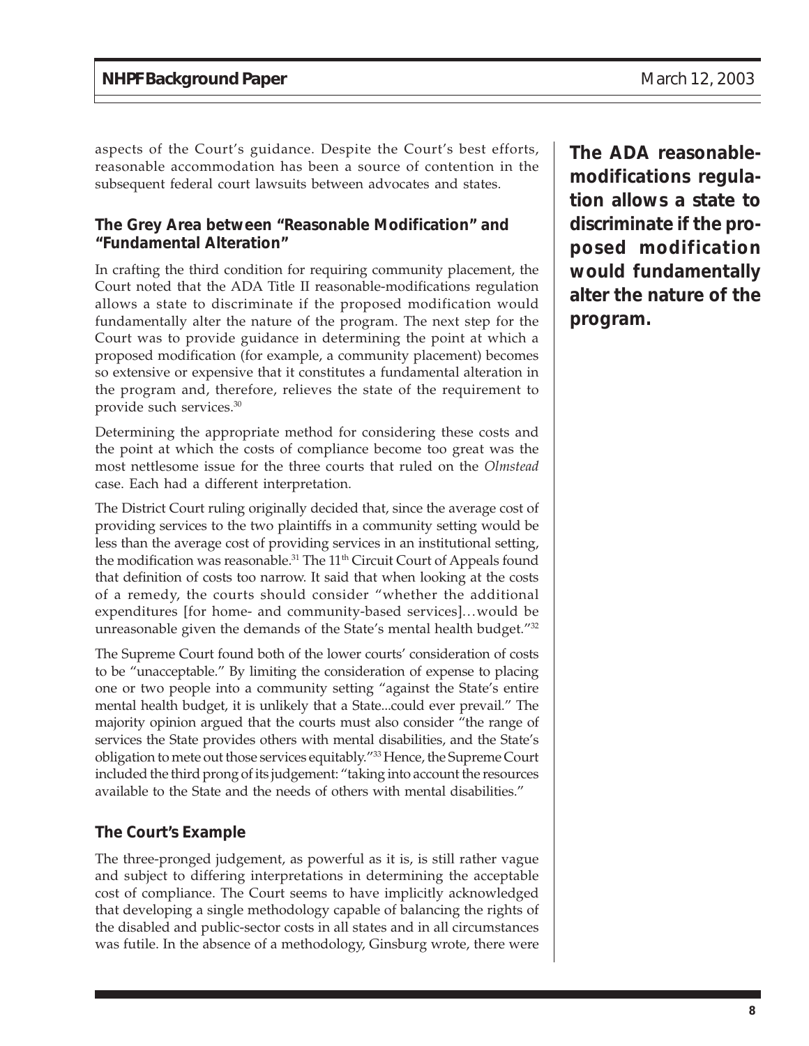aspects of the Court's guidance. Despite the Court's best efforts, reasonable accommodation has been a source of contention in the subsequent federal court lawsuits between advocates and states.

### The Grey Area between "Reasonable Modification" and "Fundamental Alteration"

In crafting the third condition for requiring community placement, the Court noted that the ADA Title II reasonable-modifications regulation allows a state to discriminate if the proposed modification would fundamentally alter the nature of the program. The next step for the Court was to provide guidance in determining the point at which a proposed modification (for example, a community placement) becomes so extensive or expensive that it constitutes a fundamental alteration in the program and, therefore, relieves the state of the requirement to provide such services.[30]

**The ADA reasonable-modifications regulation allows a state to discriminate if the proposed modification would fundamentally alter the nature of the program.**

Determining the appropriate method for considering these costs and the point at which the costs of compliance become too great was the most nettlesome issue for the three courts that ruled on the *Olmstead* case. Each had a different interpretation.

The District Court ruling originally decided that, since the average cost of providing services to the two plaintiffs in a community setting would be less than the average cost of providing services in an institutional setting, the modification was reasonable.[31] The 11th Circuit Court of Appeals found that definition of costs too narrow. It said that when looking at the costs of a remedy, the courts should consider "whether the additional expenditures [for home- and community-based services]…would be unreasonable given the demands of the State's mental health budget."[32]

The Supreme Court found both of the lower courts' consideration of costs to be "unacceptable." By limiting the consideration of expense to placing one or two people into a community setting "against the State's entire mental health budget, it is unlikely that a State...could ever prevail." The majority opinion argued that the courts must also consider "the range of services the State provides others with mental disabilities, and the State's obligation to mete out those services equitably."[33] Hence, the Supreme Court included the third prong of its judgement: "taking into account the resources available to the State and the needs of others with mental disabilities."

### The Court's Example

The three-pronged judgement, as powerful as it is, is still rather vague and subject to differing interpretations in determining the acceptable cost of compliance. The Court seems to have implicitly acknowledged that developing a single methodology capable of balancing the rights of the disabled and public-sector costs in all states and in all circumstances was futile. In the absence of a methodology, Ginsburg wrote, there were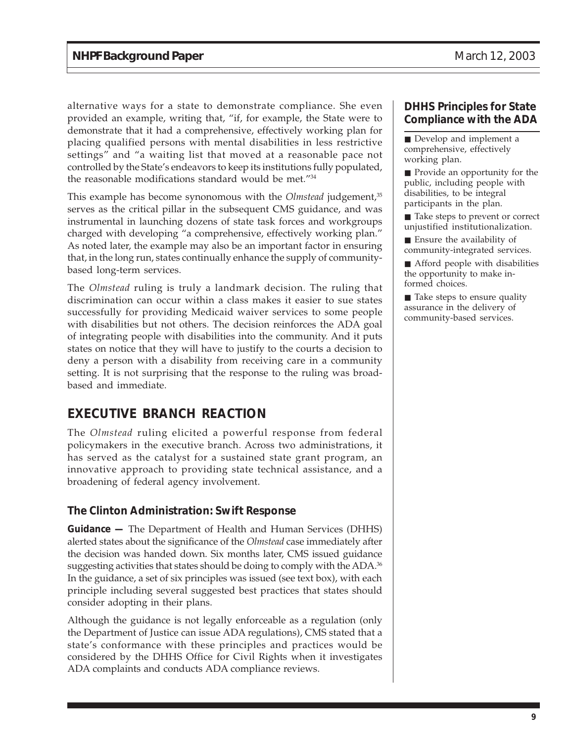alternative ways for a state to demonstrate compliance. She even provided an example, writing that, "if, for example, the State were to demonstrate that it had a comprehensive, effectively working plan for placing qualified persons with mental disabilities in less restrictive settings" and "a waiting list that moved at a reasonable pace not controlled by the State's endeavors to keep its institutions fully populated, the reasonable modifications standard would be met."[34]

This example has become synonymous with the *Olmstead* judgement,[35] serves as the critical pillar in the subsequent CMS guidance, and was instrumental in launching dozens of state task forces and workgroups charged with developing "a comprehensive, effectively working plan." As noted later, the example may also be an important factor in ensuring that, in the long run, states continually enhance the supply of community-based long-term services.

The *Olmstead* ruling is truly a landmark decision. The ruling that discrimination can occur within a class makes it easier to sue states successfully for providing Medicaid waiver services to some people with disabilities but not others. The decision reinforces the ADA goal of integrating people with disabilities into the community. And it puts states on notice that they will have to justify to the courts a decision to deny a person with a disability from receiving care in a community setting. It is not surprising that the response to the ruling was broad-based and immediate.

## EXECUTIVE BRANCH REACTION

The *Olmstead* ruling elicited a powerful response from federal policymakers in the executive branch. Across two administrations, it has served as the catalyst for a sustained state grant program, an innovative approach to providing state technical assistance, and a broadening of federal agency involvement.

### The Clinton Administration: Swift Response

**Guidance —** The Department of Health and Human Services (DHHS) alerted states about the significance of the *Olmstead* case immediately after the decision was handed down. Six months later, CMS issued guidance suggesting activities that states should be doing to comply with the ADA.[36] In the guidance, a set of six principles was issued (see text box), with each principle including several suggested best practices that states should consider adopting in their plans.

Although the guidance is not legally enforceable as a regulation (only the Department of Justice can issue ADA regulations), CMS stated that a state's conformance with these principles and practices would be considered by the DHHS Office for Civil Rights when it investigates ADA complaints and conducts ADA compliance reviews.

### DHHS Principles for State Compliance with the ADA

- Develop and implement a comprehensive, effectively working plan.
- Provide an opportunity for the public, including people with disabilities, to be integral participants in the plan.
- Take steps to prevent or correct unjustified institutionalization.
- Ensure the availability of community-integrated services.
- Afford people with disabilities the opportunity to make informed choices.
- Take steps to ensure quality assurance in the delivery of community-based services.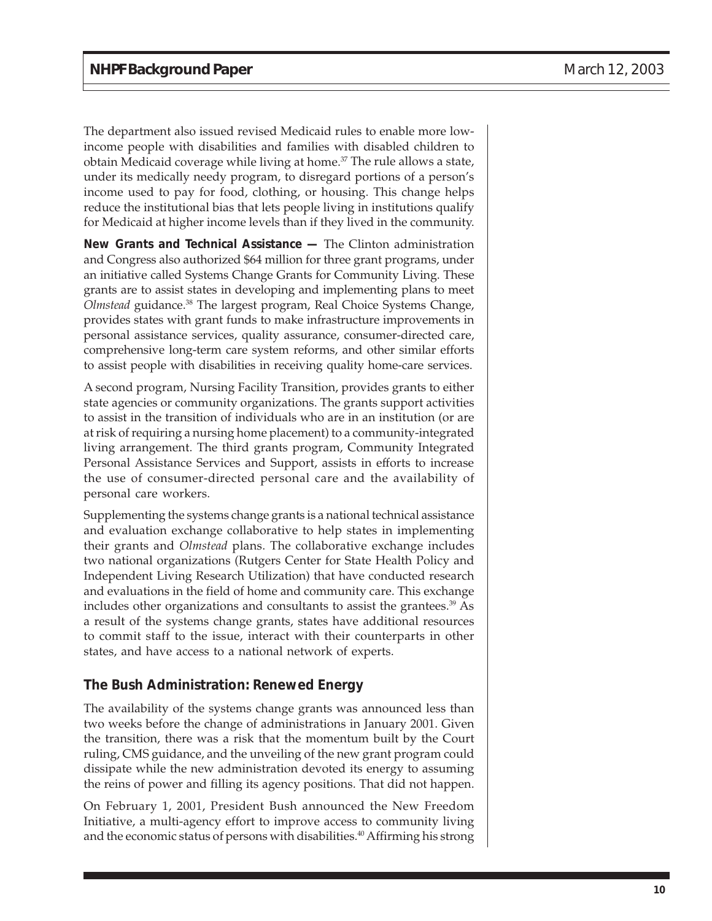The department also issued revised Medicaid rules to enable more low-income people with disabilities and families with disabled children to obtain Medicaid coverage while living at home.[37] The rule allows a state, under its medically needy program, to disregard portions of a person's income used to pay for food, clothing, or housing. This change helps reduce the institutional bias that lets people living in institutions qualify for Medicaid at higher income levels than if they lived in the community.

**New Grants and Technical Assistance —** The Clinton administration and Congress also authorized $64 million for three grant programs, under an initiative called Systems Change Grants for Community Living. These grants are to assist states in developing and implementing plans to meet *Olmstead* guidance.[38] The largest program, Real Choice Systems Change, provides states with grant funds to make infrastructure improvements in personal assistance services, quality assurance, consumer-directed care, comprehensive long-term care system reforms, and other similar efforts to assist people with disabilities in receiving quality home-care services.

A second program, Nursing Facility Transition, provides grants to either state agencies or community organizations. The grants support activities to assist in the transition of individuals who are in an institution (or are at risk of requiring a nursing home placement) to a community-integrated living arrangement. The third grants program, Community Integrated Personal Assistance Services and Support, assists in efforts to increase the use of consumer-directed personal care and the availability of personal care workers.

Supplementing the systems change grants is a national technical assistance and evaluation exchange collaborative to help states in implementing their grants and *Olmstead* plans. The collaborative exchange includes two national organizations (Rutgers Center for State Health Policy and Independent Living Research Utilization) that have conducted research and evaluations in the field of home and community care. This exchange includes other organizations and consultants to assist the grantees.[39] As a result of the systems change grants, states have additional resources to commit staff to the issue, interact with their counterparts in other states, and have access to a national network of experts.

## The Bush Administration: Renewed Energy

The availability of the systems change grants was announced less than two weeks before the change of administrations in January 2001. Given the transition, there was a risk that the momentum built by the Court ruling, CMS guidance, and the unveiling of the new grant program could dissipate while the new administration devoted its energy to assuming the reins of power and filling its agency positions. That did not happen.

On February 1, 2001, President Bush announced the New Freedom Initiative, a multi-agency effort to improve access to community living and the economic status of persons with disabilities.[40] Affirming his strong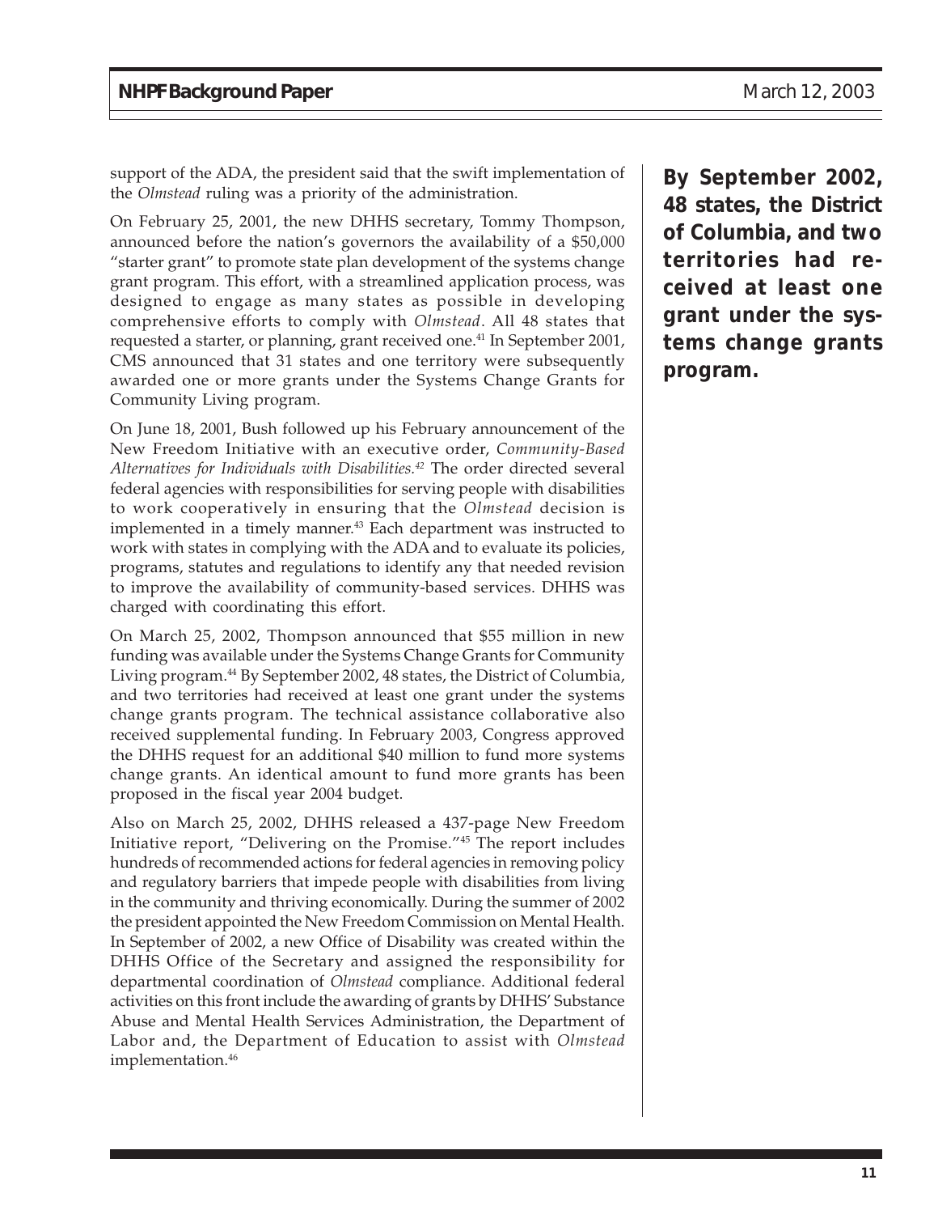support of the ADA, the president said that the swift implementation of the *Olmstead* ruling was a priority of the administration.

On February 25, 2001, the new DHHS secretary, Tommy Thompson, announced before the nation's governors the availability of a $50,000 "starter grant" to promote state plan development of the systems change grant program. This effort, with a streamlined application process, was designed to engage as many states as possible in developing comprehensive efforts to comply with *Olmstead*. All 48 states that requested a starter, or planning, grant received one.[41] In September 2001, CMS announced that 31 states and one territory were subsequently awarded one or more grants under the Systems Change Grants for Community Living program.

On June 18, 2001, Bush followed up his February announcement of the New Freedom Initiative with an executive order, *Community-Based Alternatives for Individuals with Disabilities*.[42] The order directed several federal agencies with responsibilities for serving people with disabilities to work cooperatively in ensuring that the *Olmstead* decision is implemented in a timely manner.[43] Each department was instructed to work with states in complying with the ADA and to evaluate its policies, programs, statutes and regulations to identify any that needed revision to improve the availability of community-based services. DHHS was charged with coordinating this effort.

On March 25, 2002, Thompson announced that $55 million in new funding was available under the Systems Change Grants for Community Living program.[44] By September 2002, 48 states, the District of Columbia, and two territories had received at least one grant under the systems change grants program. The technical assistance collaborative also received supplemental funding. In February 2003, Congress approved the DHHS request for an additional $40 million to fund more systems change grants. An identical amount to fund more grants has been proposed in the fiscal year 2004 budget.

**By September 2002, 48 states, the District of Columbia, and two territories had received at least one grant under the systems change grants program.**

Also on March 25, 2002, DHHS released a 437-page New Freedom Initiative report, "Delivering on the Promise."[45] The report includes hundreds of recommended actions for federal agencies in removing policy and regulatory barriers that impede people with disabilities from living in the community and thriving economically. During the summer of 2002 the president appointed the New Freedom Commission on Mental Health. In September of 2002, a new Office of Disability was created within the DHHS Office of the Secretary and assigned the responsibility for departmental coordination of *Olmstead* compliance. Additional federal activities on this front include the awarding of grants by DHHS' Substance Abuse and Mental Health Services Administration, the Department of Labor and, the Department of Education to assist with *Olmstead* implementation.[46]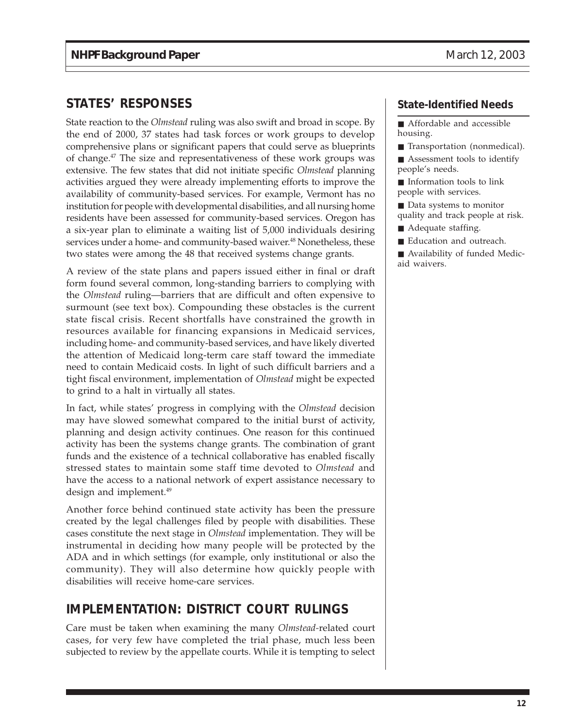## STATES' RESPONSES

State reaction to the *Olmstead* ruling was also swift and broad in scope. By the end of 2000, 37 states had task forces or work groups to develop comprehensive plans or significant papers that could serve as blueprints of change.[47] The size and representativeness of these work groups was extensive. The few states that did not initiate specific *Olmstead* planning activities argued they were already implementing efforts to improve the availability of community-based services. For example, Vermont has no institution for people with developmental disabilities, and all nursing home residents have been assessed for community-based services. Oregon has a six-year plan to eliminate a waiting list of 5,000 individuals desiring services under a home- and community-based waiver.[48] Nonetheless, these two states were among the 48 that received systems change grants.

A review of the state plans and papers issued either in final or draft form found several common, long-standing barriers to complying with the *Olmstead* ruling—barriers that are difficult and often expensive to surmount (see text box). Compounding these obstacles is the current state fiscal crisis. Recent shortfalls have constrained the growth in resources available for financing expansions in Medicaid services, including home- and community-based services, and have likely diverted the attention of Medicaid long-term care staff toward the immediate need to contain Medicaid costs. In light of such difficult barriers and a tight fiscal environment, implementation of *Olmstead* might be expected to grind to a halt in virtually all states.

In fact, while states' progress in complying with the *Olmstead* decision may have slowed somewhat compared to the initial burst of activity, planning and design activity continues. One reason for this continued activity has been the systems change grants. The combination of grant funds and the existence of a technical collaborative has enabled fiscally stressed states to maintain some staff time devoted to *Olmstead* and have the access to a national network of expert assistance necessary to design and implement.[49]

Another force behind continued state activity has been the pressure created by the legal challenges filed by people with disabilities. These cases constitute the next stage in *Olmstead* implementation. They will be instrumental in deciding how many people will be protected by the ADA and in which settings (for example, only institutional or also the community). They will also determine how quickly people with disabilities will receive home-care services.

### State-Identified Needs

- Affordable and accessible housing.
- Transportation (nonmedical).
- Assessment tools to identify people's needs.
- Information tools to link people with services.
- Data systems to monitor quality and track people at risk.
- Adequate staffing.
- Education and outreach.
- Availability of funded Medicaid waivers.

## IMPLEMENTATION: DISTRICT COURT RULINGS

Care must be taken when examining the many *Olmstead*-related court cases, for very few have completed the trial phase, much less been subjected to review by the appellate courts. While it is tempting to select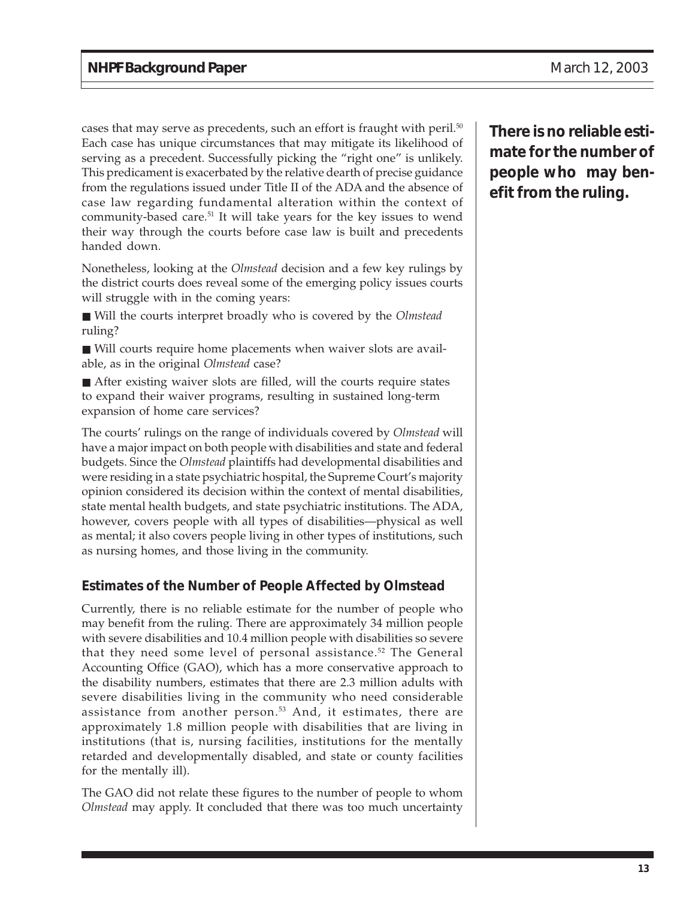cases that may serve as precedents, such an effort is fraught with peril.[50] Each case has unique circumstances that may mitigate its likelihood of serving as a precedent. Successfully picking the "right one" is unlikely. This predicament is exacerbated by the relative dearth of precise guidance from the regulations issued under Title II of the ADA and the absence of case law regarding fundamental alteration within the context of community-based care.[51] It will take years for the key issues to wend their way through the courts before case law is built and precedents handed down.

**There is no reliable estimate for the number of people who may benefit from the ruling.**

Nonetheless, looking at the *Olmstead* decision and a few key rulings by the district courts does reveal some of the emerging policy issues courts will struggle with in the coming years:

- Will the courts interpret broadly who is covered by the *Olmstead* ruling?
- Will courts require home placements when waiver slots are available, as in the original *Olmstead* case?
- After existing waiver slots are filled, will the courts require states to expand their waiver programs, resulting in sustained long-term expansion of home care services?

The courts' rulings on the range of individuals covered by *Olmstead* will have a major impact on both people with disabilities and state and federal budgets. Since the *Olmstead* plaintiffs had developmental disabilities and were residing in a state psychiatric hospital, the Supreme Court's majority opinion considered its decision within the context of mental disabilities, state mental health budgets, and state psychiatric institutions. The ADA, however, covers people with all types of disabilities—physical as well as mental; it also covers people living in other types of institutions, such as nursing homes, and those living in the community.

### Estimates of the Number of People Affected by Olmstead

Currently, there is no reliable estimate for the number of people who may benefit from the ruling. There are approximately 34 million people with severe disabilities and 10.4 million people with disabilities so severe that they need some level of personal assistance.[52] The General Accounting Office (GAO), which has a more conservative approach to the disability numbers, estimates that there are 2.3 million adults with severe disabilities living in the community who need considerable assistance from another person.[53] And, it estimates, there are approximately 1.8 million people with disabilities that are living in institutions (that is, nursing facilities, institutions for the mentally retarded and developmentally disabled, and state or county facilities for the mentally ill).

The GAO did not relate these figures to the number of people to whom *Olmstead* may apply. It concluded that there was too much uncertainty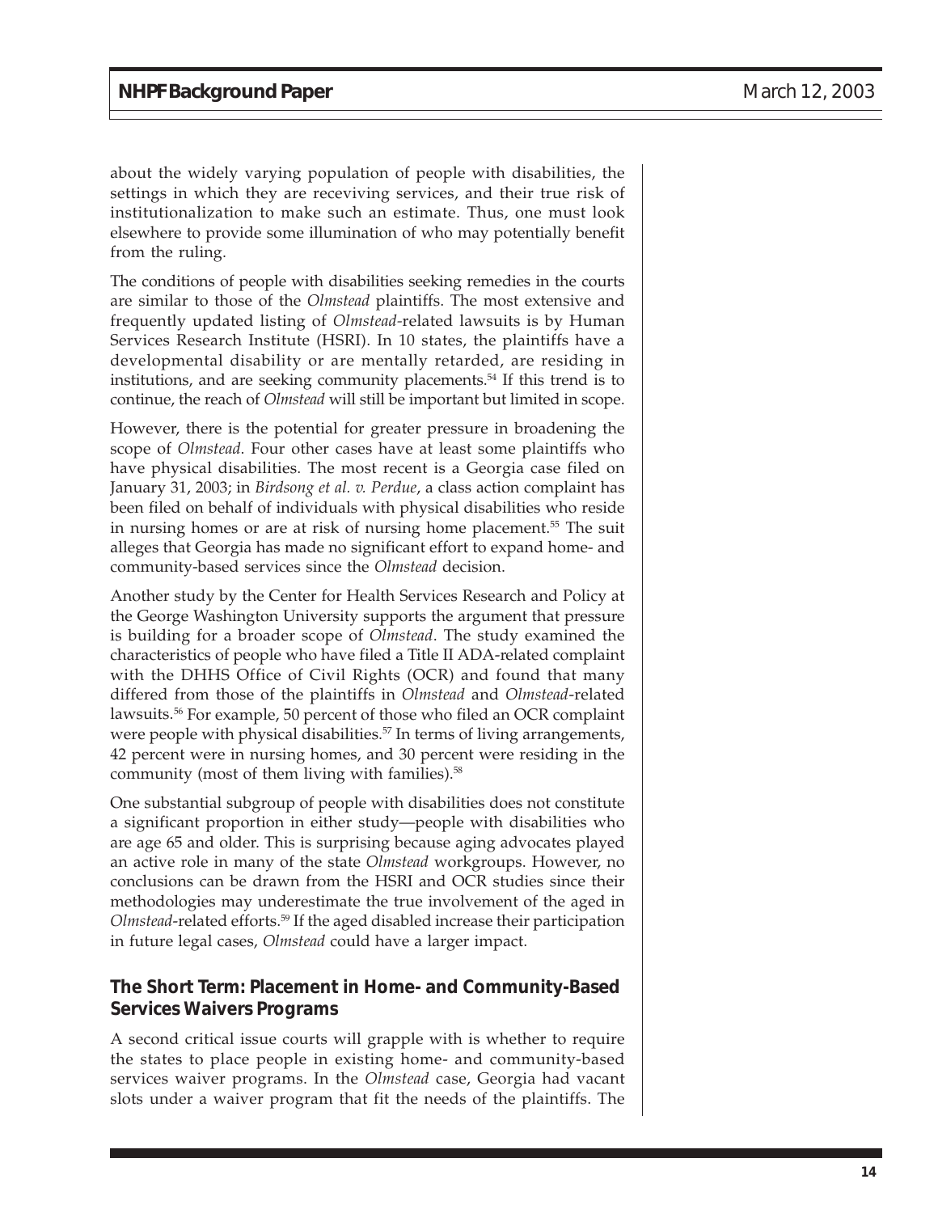about the widely varying population of people with disabilities, the settings in which they are receiving services, and their true risk of institutionalization to make such an estimate. Thus, one must look elsewhere to provide some illumination of who may potentially benefit from the ruling.

The conditions of people with disabilities seeking remedies in the courts are similar to those of the *Olmstead* plaintiffs. The most extensive and frequently updated listing of *Olmstead*-related lawsuits is by Human Services Research Institute (HSRI). In 10 states, the plaintiffs have a developmental disability or are mentally retarded, are residing in institutions, and are seeking community placements.[54] If this trend is to continue, the reach of *Olmstead* will still be important but limited in scope.

However, there is the potential for greater pressure in broadening the scope of *Olmstead*. Four other cases have at least some plaintiffs who have physical disabilities. The most recent is a Georgia case filed on January 31, 2003; in *Birdsong et al. v. Perdue*, a class action complaint has been filed on behalf of individuals with physical disabilities who reside in nursing homes or are at risk of nursing home placement.[55] The suit alleges that Georgia has made no significant effort to expand home- and community-based services since the *Olmstead* decision.

Another study by the Center for Health Services Research and Policy at the George Washington University supports the argument that pressure is building for a broader scope of *Olmstead*. The study examined the characteristics of people who have filed a Title II ADA-related complaint with the DHHS Office of Civil Rights (OCR) and found that many differed from those of the plaintiffs in *Olmstead* and *Olmstead*-related lawsuits.[56] For example, 50 percent of those who filed an OCR complaint were people with physical disabilities.[57] In terms of living arrangements, 42 percent were in nursing homes, and 30 percent were residing in the community (most of them living with families).[58]

One substantial subgroup of people with disabilities does not constitute a significant proportion in either study—people with disabilities who are age 65 and older. This is surprising because aging advocates played an active role in many of the state *Olmstead* workgroups. However, no conclusions can be drawn from the HSRI and OCR studies since their methodologies may underestimate the true involvement of the aged in *Olmstead*-related efforts.[59] If the aged disabled increase their participation in future legal cases, *Olmstead* could have a larger impact.

### The Short Term: Placement in Home- and Community-Based Services Waivers Programs

A second critical issue courts will grapple with is whether to require the states to place people in existing home- and community-based services waiver programs. In the *Olmstead* case, Georgia had vacant slots under a waiver program that fit the needs of the plaintiffs. The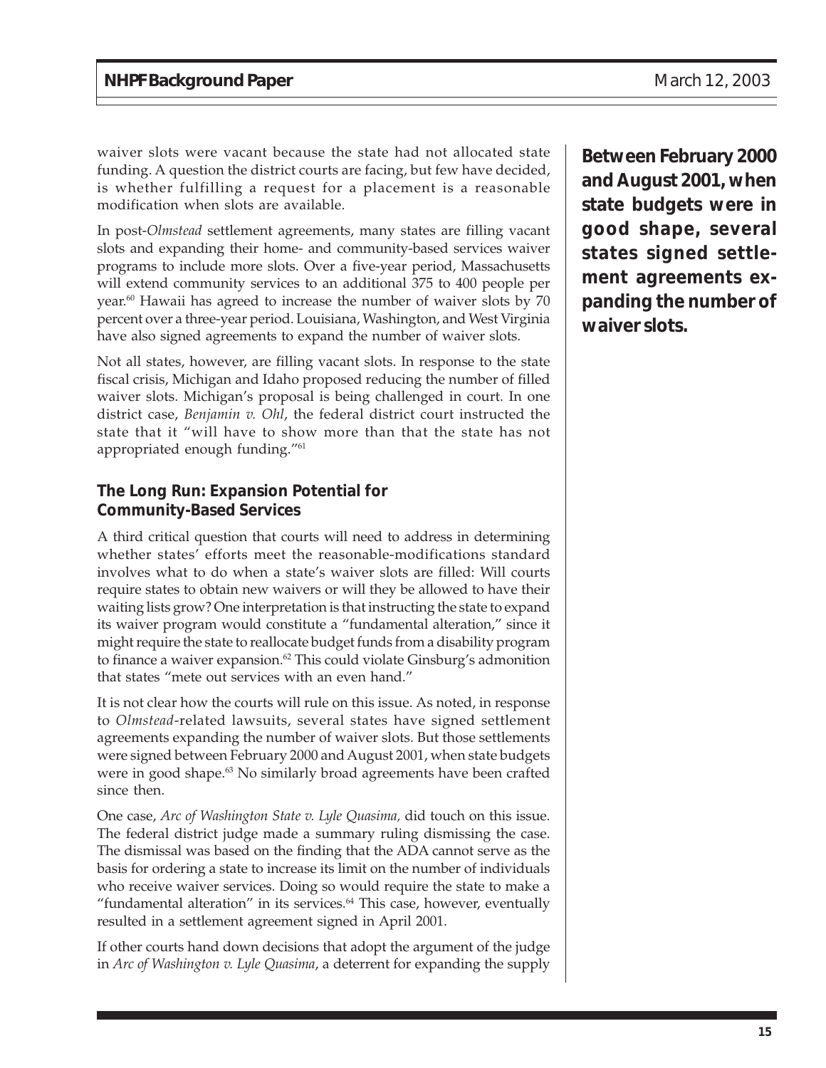waiver slots were vacant because the state had not allocated state funding. A question the district courts are facing, but few have decided, is whether fulfilling a request for a placement is a reasonable modification when slots are available.

In post-*Olmstead* settlement agreements, many states are filling vacant slots and expanding their home- and community-based services waiver programs to include more slots. Over a five-year period, Massachusetts will extend community services to an additional 375 to 400 people per year.[60] Hawaii has agreed to increase the number of waiver slots by 70 percent over a three-year period. Louisiana, Washington, and West Virginia have also signed agreements to expand the number of waiver slots.

**Between February 2000 and August 2001, when state budgets were in good shape, several states signed settlement agreements expanding the number of waiver slots.**

Not all states, however, are filling vacant slots. In response to the state fiscal crisis, Michigan and Idaho proposed reducing the number of filled waiver slots. Michigan's proposal is being challenged in court. In one district case, *Benjamin v. Ohl*, the federal district court instructed the state that it "will have to show more than that the state has not appropriated enough funding."[61]

### The Long Run: Expansion Potential for Community-Based Services

A third critical question that courts will need to address in determining whether states' efforts meet the reasonable-modifications standard involves what to do when a state's waiver slots are filled: Will courts require states to obtain new waivers or will they be allowed to have their waiting lists grow? One interpretation is that instructing the state to expand its waiver program would constitute a "fundamental alteration," since it might require the state to reallocate budget funds from a disability program to finance a waiver expansion.[62] This could violate Ginsburg's admonition that states "mete out services with an even hand."

It is not clear how the courts will rule on this issue. As noted, in response to *Olmstead*-related lawsuits, several states have signed settlement agreements expanding the number of waiver slots. But those settlements were signed between February 2000 and August 2001, when state budgets were in good shape.[63] No similarly broad agreements have been crafted since then.

One case, *Arc of Washington State v. Lyle Quasima,* did touch on this issue. The federal district judge made a summary ruling dismissing the case. The dismissal was based on the finding that the ADA cannot serve as the basis for ordering a state to increase its limit on the number of individuals who receive waiver services. Doing so would require the state to make a "fundamental alteration" in its services.[64] This case, however, eventually resulted in a settlement agreement signed in April 2001.

If other courts hand down decisions that adopt the argument of the judge in *Arc of Washington v. Lyle Quasima*, a deterrent for expanding the supply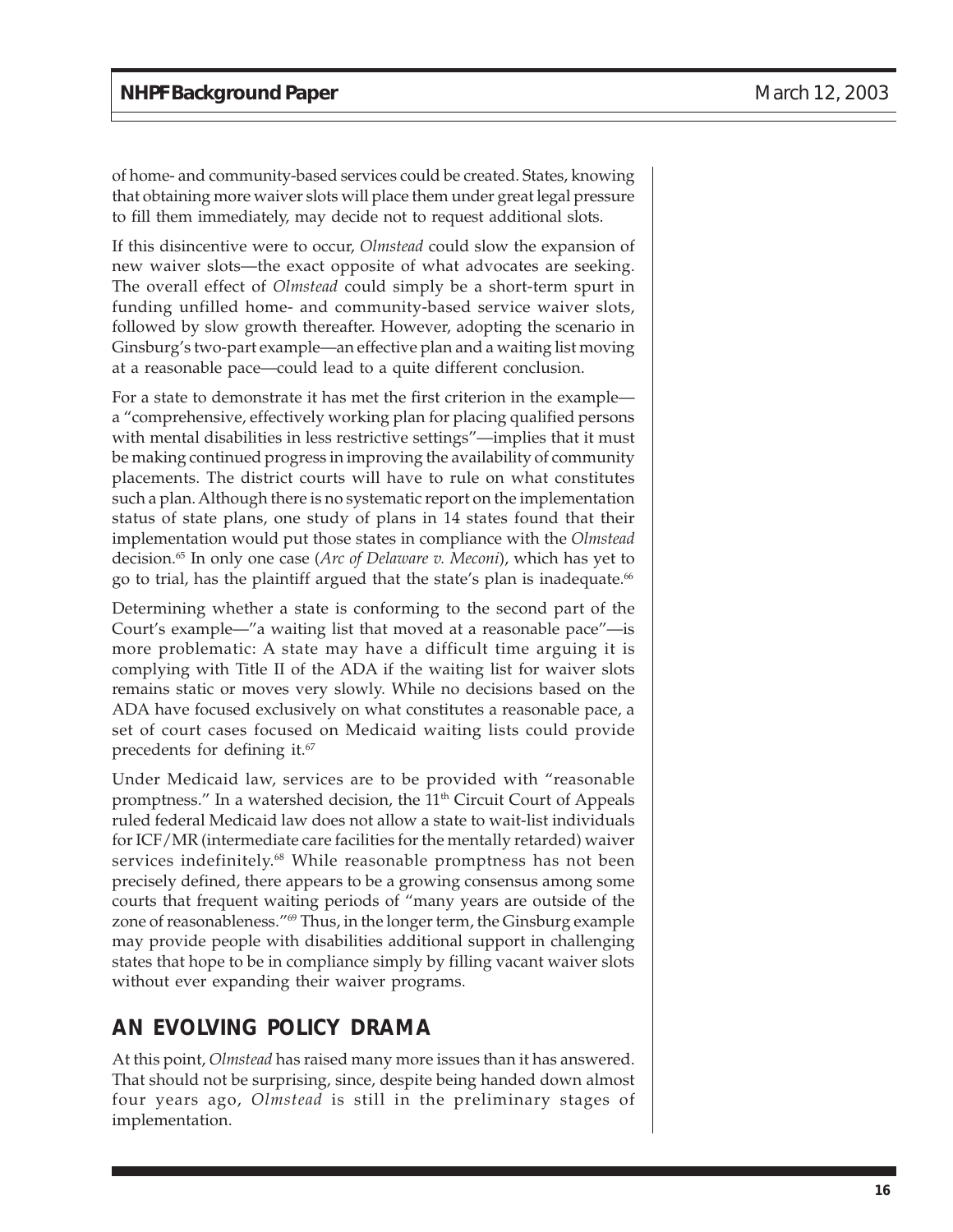of home- and community-based services could be created. States, knowing that obtaining more waiver slots will place them under great legal pressure to fill them immediately, may decide not to request additional slots.

If this disincentive were to occur, *Olmstead* could slow the expansion of new waiver slots—the exact opposite of what advocates are seeking. The overall effect of *Olmstead* could simply be a short-term spurt in funding unfilled home- and community-based service waiver slots, followed by slow growth thereafter. However, adopting the scenario in Ginsburg's two-part example—an effective plan and a waiting list moving at a reasonable pace—could lead to a quite different conclusion.

For a state to demonstrate it has met the first criterion in the example—a "comprehensive, effectively working plan for placing qualified persons with mental disabilities in less restrictive settings"—implies that it must be making continued progress in improving the availability of community placements. The district courts will have to rule on what constitutes such a plan. Although there is no systematic report on the implementation status of state plans, one study of plans in 14 states found that their implementation would put those states in compliance with the *Olmstead* decision.[65] In only one case (*Arc of Delaware v. Meconi*), which has yet to go to trial, has the plaintiff argued that the state's plan is inadequate.[66]

Determining whether a state is conforming to the second part of the Court's example—"a waiting list that moved at a reasonable pace"—is more problematic: A state may have a difficult time arguing it is complying with Title II of the ADA if the waiting list for waiver slots remains static or moves very slowly. While no decisions based on the ADA have focused exclusively on what constitutes a reasonable pace, a set of court cases focused on Medicaid waiting lists could provide precedents for defining it.[67]

Under Medicaid law, services are to be provided with "reasonable promptness." In a watershed decision, the 11th Circuit Court of Appeals ruled federal Medicaid law does not allow a state to wait-list individuals for ICF/MR (intermediate care facilities for the mentally retarded) waiver services indefinitely.[68] While reasonable promptness has not been precisely defined, there appears to be a growing consensus among some courts that frequent waiting periods of "many years are outside of the zone of reasonableness."[69] Thus, in the longer term, the Ginsburg example may provide people with disabilities additional support in challenging states that hope to be in compliance simply by filling vacant waiver slots without ever expanding their waiver programs.

## AN EVOLVING POLICY DRAMA

At this point, *Olmstead* has raised many more issues than it has answered. That should not be surprising, since, despite being handed down almost four years ago, *Olmstead* is still in the preliminary stages of implementation.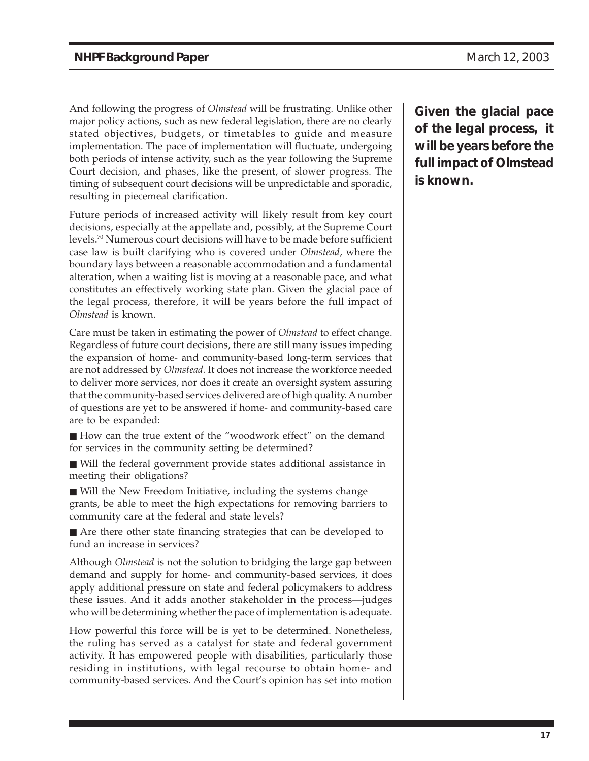And following the progress of *Olmstead* will be frustrating. Unlike other major policy actions, such as new federal legislation, there are no clearly stated objectives, budgets, or timetables to guide and measure implementation. The pace of implementation will fluctuate, undergoing both periods of intense activity, such as the year following the Supreme Court decision, and phases, like the present, of slower progress. The timing of subsequent court decisions will be unpredictable and sporadic, resulting in piecemeal clarification.

**Given the glacial pace of the legal process, it will be years before the full impact of Olmstead is known.**

Future periods of increased activity will likely result from key court decisions, especially at the appellate and, possibly, at the Supreme Court levels.[70] Numerous court decisions will have to be made before sufficient case law is built clarifying who is covered under *Olmstead*, where the boundary lays between a reasonable accommodation and a fundamental alteration, when a waiting list is moving at a reasonable pace, and what constitutes an effectively working state plan. Given the glacial pace of the legal process, therefore, it will be years before the full impact of *Olmstead* is known.

Care must be taken in estimating the power of *Olmstead* to effect change. Regardless of future court decisions, there are still many issues impeding the expansion of home- and community-based long-term services that are not addressed by *Olmstead.* It does not increase the workforce needed to deliver more services, nor does it create an oversight system assuring that the community-based services delivered are of high quality. A number of questions are yet to be answered if home- and community-based care are to be expanded:

- How can the true extent of the "woodwork effect" on the demand for services in the community setting be determined?
- Will the federal government provide states additional assistance in meeting their obligations?
- Will the New Freedom Initiative, including the systems change grants, be able to meet the high expectations for removing barriers to community care at the federal and state levels?
- Are there other state financing strategies that can be developed to fund an increase in services?

Although *Olmstead* is not the solution to bridging the large gap between demand and supply for home- and community-based services, it does apply additional pressure on state and federal policymakers to address these issues. And it adds another stakeholder in the process—judges who will be determining whether the pace of implementation is adequate.

How powerful this force will be is yet to be determined. Nonetheless, the ruling has served as a catalyst for state and federal government activity. It has empowered people with disabilities, particularly those residing in institutions, with legal recourse to obtain home- and community-based services. And the Court's opinion has set into motion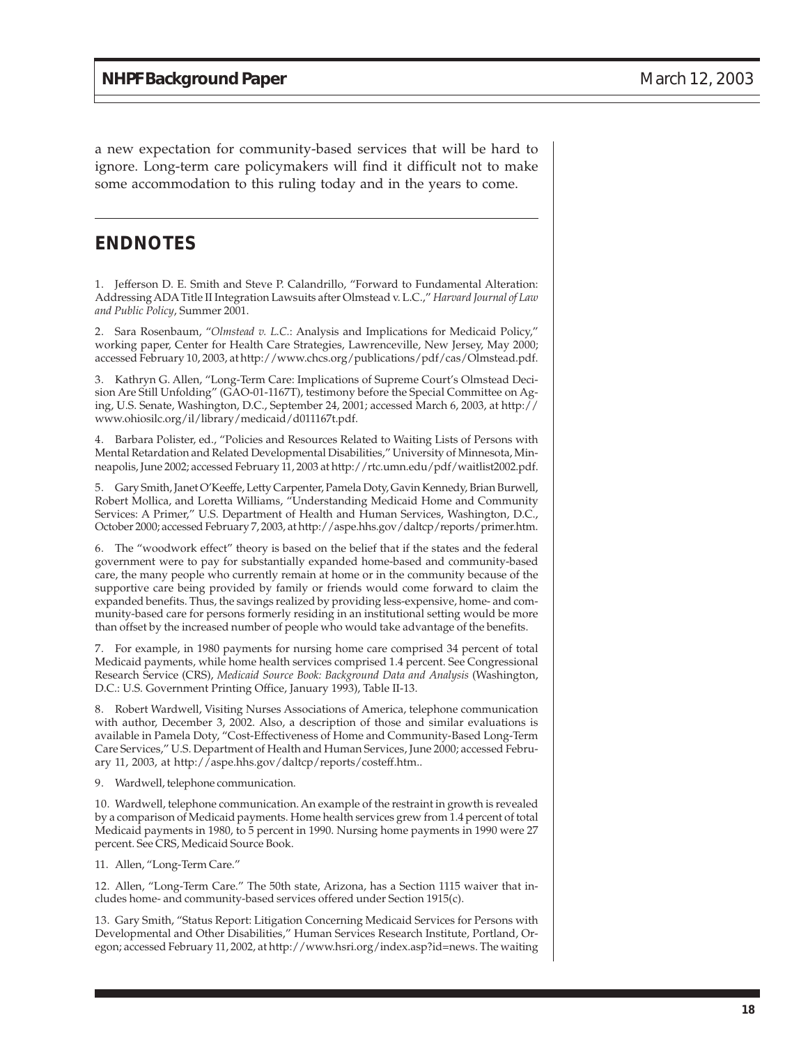a new expectation for community-based services that will be hard to ignore. Long-term care policymakers will find it difficult not to make some accommodation to this ruling today and in the years to come.

---

## ENDNOTES

1. Jefferson D. E. Smith and Steve P. Calandrillo, "Forward to Fundamental Alteration: Addressing ADA Title II Integration Lawsuits after Olmstead v. L.C.," *Harvard Journal of Law and Public Policy*, Summer 2001.

2. Sara Rosenbaum, "*Olmstead v. L.C.*: Analysis and Implications for Medicaid Policy," working paper, Center for Health Care Strategies, Lawrenceville, New Jersey, May 2000; accessed February 10, 2003, at http://www.chcs.org/publications/pdf/cas/Olmstead.pdf.

3. Kathryn G. Allen, "Long-Term Care: Implications of Supreme Court's Olmstead Decision Are Still Unfolding" (GAO-01-1167T), testimony before the Special Committee on Aging, U.S. Senate, Washington, D.C., September 24, 2001; accessed March 6, 2003, at http://www.ohiosilc.org/il/library/medicaid/d011167t.pdf.

4. Barbara Polister, ed., "Policies and Resources Related to Waiting Lists of Persons with Mental Retardation and Related Developmental Disabilities," University of Minnesota, Minneapolis, June 2002; accessed February 11, 2003 at http://rtc.umn.edu/pdf/waitlist2002.pdf.

5. Gary Smith, Janet O'Keeffe, Letty Carpenter, Pamela Doty, Gavin Kennedy, Brian Burwell, Robert Mollica, and Loretta Williams, "Understanding Medicaid Home and Community Services: A Primer," U.S. Department of Health and Human Services, Washington, D.C., October 2000; accessed February 7, 2003, at http://aspe.hhs.gov/daltcp/reports/primer.htm.

6. The "woodwork effect" theory is based on the belief that if the states and the federal government were to pay for substantially expanded home-based and community-based care, the many people who currently remain at home or in the community because of the supportive care being provided by family or friends would come forward to claim the expanded benefits. Thus, the savings realized by providing less-expensive, home- and community-based care for persons formerly residing in an institutional setting would be more than offset by the increased number of people who would take advantage of the benefits.

7. For example, in 1980 payments for nursing home care comprised 34 percent of total Medicaid payments, while home health services comprised 1.4 percent. See Congressional Research Service (CRS), *Medicaid Source Book: Background Data and Analysis* (Washington, D.C.: U.S. Government Printing Office, January 1993), Table II-13.

8. Robert Wardwell, Visiting Nurses Associations of America, telephone communication with author, December 3, 2002. Also, a description of those and similar evaluations is available in Pamela Doty, "Cost-Effectiveness of Home and Community-Based Long-Term Care Services," U.S. Department of Health and Human Services, June 2000; accessed February 11, 2003, at http://aspe.hhs.gov/daltcp/reports/costeff.htm..

9. Wardwell, telephone communication.

10. Wardwell, telephone communication. An example of the restraint in growth is revealed by a comparison of Medicaid payments. Home health services grew from 1.4 percent of total Medicaid payments in 1980, to 5 percent in 1990. Nursing home payments in 1990 were 27 percent. See CRS, Medicaid Source Book.

11. Allen, "Long-Term Care."

12. Allen, "Long-Term Care." The 50th state, Arizona, has a Section 1115 waiver that includes home- and community-based services offered under Section 1915(c).

13. Gary Smith, "Status Report: Litigation Concerning Medicaid Services for Persons with Developmental and Other Disabilities," Human Services Research Institute, Portland, Oregon; accessed February 11, 2002, at http://www.hsri.org/index.asp?id=news. The waiting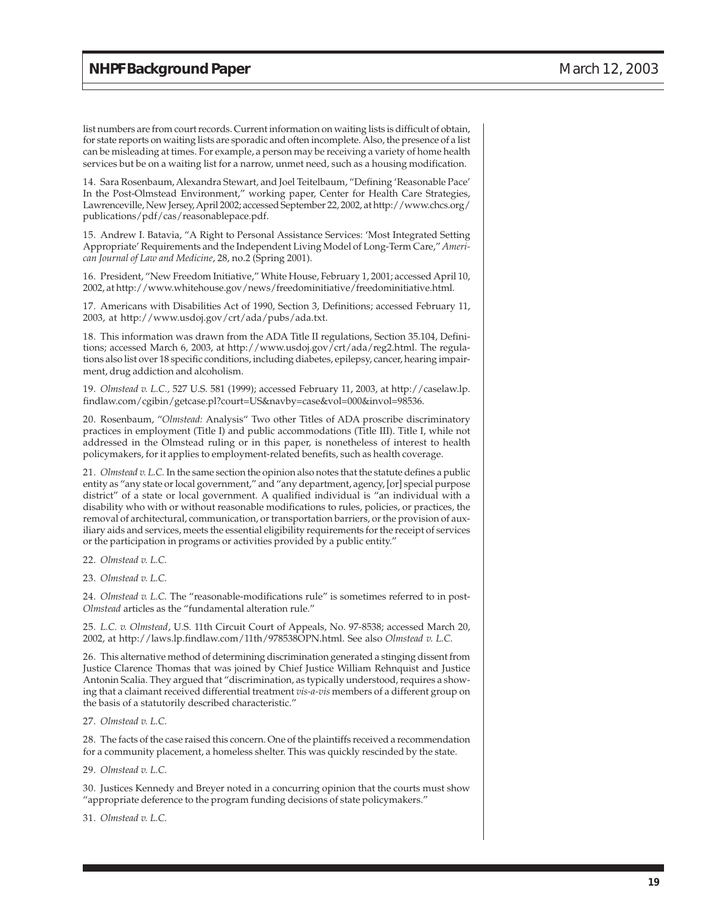list numbers are from court records. Current information on waiting lists is difficult of obtain, for state reports on waiting lists are sporadic and often incomplete. Also, the presence of a list can be misleading at times. For example, a person may be receiving a variety of home health services but be on a waiting list for a narrow, unmet need, such as a housing modification.

14. Sara Rosenbaum, Alexandra Stewart, and Joel Teitelbaum, "Defining 'Reasonable Pace' In the Post-Olmstead Environment," working paper, Center for Health Care Strategies, Lawrenceville, New Jersey, April 2002; accessed September 22, 2002, at http://www.chcs.org/publications/pdf/cas/reasonablepace.pdf.

15. Andrew I. Batavia, "A Right to Personal Assistance Services: 'Most Integrated Setting Appropriate' Requirements and the Independent Living Model of Long-Term Care," *American Journal of Law and Medicine*, 28, no.2 (Spring 2001).

16. President, "New Freedom Initiative," White House, February 1, 2001; accessed April 10, 2002, at http://www.whitehouse.gov/news/freedominitiative/freedominitiative.html.

17. Americans with Disabilities Act of 1990, Section 3, Definitions; accessed February 11, 2003, at http://www.usdoj.gov/crt/ada/pubs/ada.txt.

18. This information was drawn from the ADA Title II regulations, Section 35.104, Definitions; accessed March 6, 2003, at http://www.usdoj.gov/crt/ada/reg2.html. The regulations also list over 18 specific conditions, including diabetes, epilepsy, cancer, hearing impairment, drug addiction and alcoholism.

19. *Olmstead v. L.C.,* 527 U.S. 581 (1999); accessed February 11, 2003, at http://caselaw.lp.findlaw.com/cgibin/getcase.pl?court=US&navby=case&vol=000&invol=98536.

20. Rosenbaum, "*Olmstead:* Analysis" Two other Titles of ADA proscribe discriminatory practices in employment (Title I) and public accommodations (Title III). Title I, while not addressed in the Olmstead ruling or in this paper, is nonetheless of interest to health policymakers, for it applies to employment-related benefits, such as health coverage.

21. *Olmstead v. L.C.* In the same section the opinion also notes that the statute defines a public entity as "any state or local government," and "any department, agency, [or] special purpose district" of a state or local government. A qualified individual is "an individual with a disability who with or without reasonable modifications to rules, policies, or practices, the removal of architectural, communication, or transportation barriers, or the provision of auxiliary aids and services, meets the essential eligibility requirements for the receipt of services or the participation in programs or activities provided by a public entity."

22. *Olmstead v. L.C.*

23. *Olmstead v. L.C.*

24. *Olmstead v. L.C.* The "reasonable-modifications rule" is sometimes referred to in post-*Olmstead* articles as the "fundamental alteration rule."

25. *L.C. v. Olmstead*, U.S. 11th Circuit Court of Appeals, No. 97-8538; accessed March 20, 2002, at http://laws.lp.findlaw.com/11th/978538OPN.html. See also *Olmstead v. L.C.*

26. This alternative method of determining discrimination generated a stinging dissent from Justice Clarence Thomas that was joined by Chief Justice William Rehnquist and Justice Antonin Scalia. They argued that "discrimination, as typically understood, requires a showing that a claimant received differential treatment *vis-a-vis* members of a different group on the basis of a statutorily described characteristic."

27. *Olmstead v. L.C.*

28. The facts of the case raised this concern. One of the plaintiffs received a recommendation for a community placement, a homeless shelter. This was quickly rescinded by the state.

29. *Olmstead v. L.C.*

30. Justices Kennedy and Breyer noted in a concurring opinion that the courts must show "appropriate deference to the program funding decisions of state policymakers."

31. *Olmstead v. L.C.*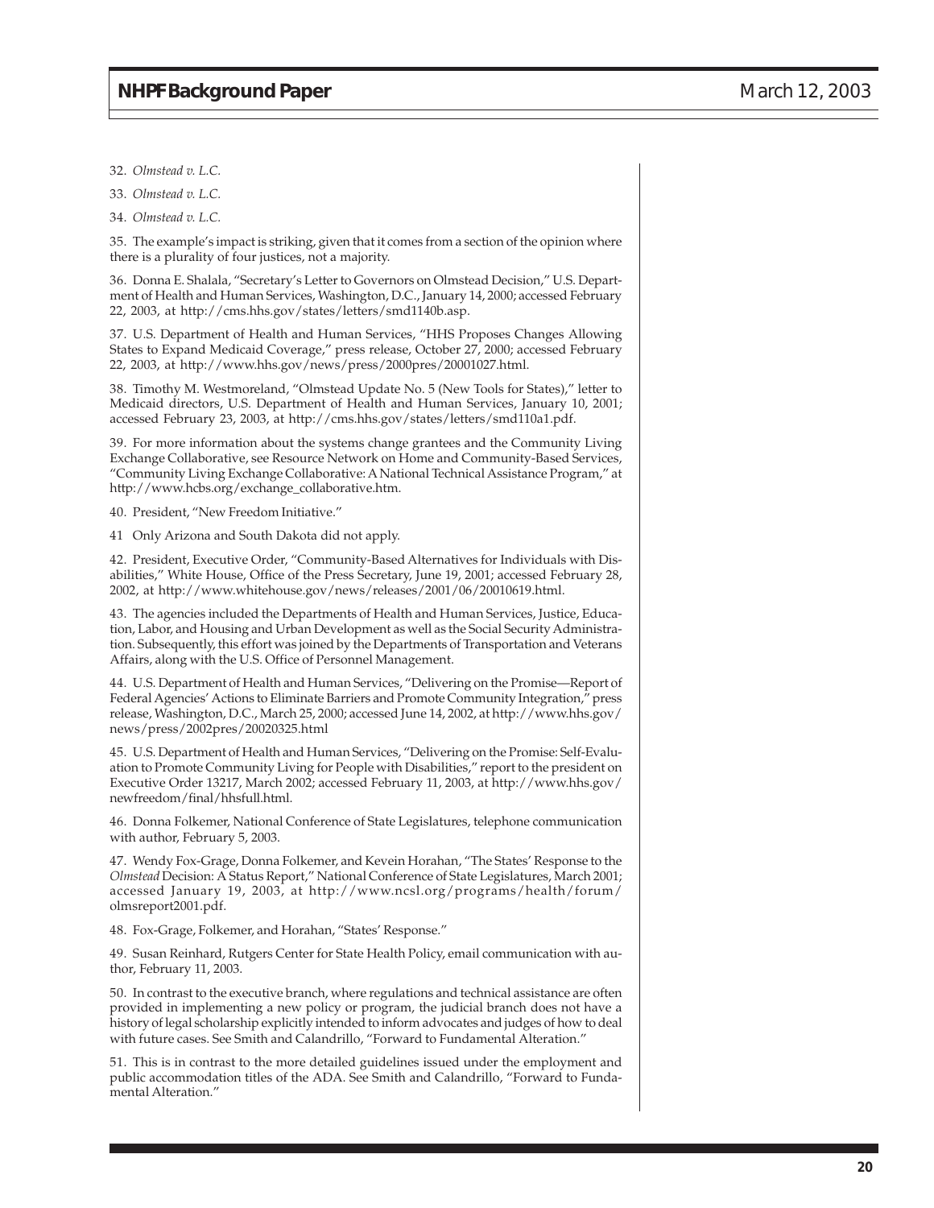32. *Olmstead v. L.C.*

33. *Olmstead v. L.C.*

34. *Olmstead v. L.C.*

35. The example's impact is striking, given that it comes from a section of the opinion where there is a plurality of four justices, not a majority.

36. Donna E. Shalala, "Secretary's Letter to Governors on Olmstead Decision," U.S. Department of Health and Human Services, Washington, D.C., January 14, 2000; accessed February 22, 2003, at http://cms.hhs.gov/states/letters/smd1140b.asp.

37. U.S. Department of Health and Human Services, "HHS Proposes Changes Allowing States to Expand Medicaid Coverage," press release, October 27, 2000; accessed February 22, 2003, at http://www.hhs.gov/news/press/2000pres/20001027.html.

38. Timothy M. Westmoreland, "Olmstead Update No. 5 (New Tools for States)," letter to Medicaid directors, U.S. Department of Health and Human Services, January 10, 2001; accessed February 23, 2003, at http://cms.hhs.gov/states/letters/smd110a1.pdf.

39. For more information about the systems change grantees and the Community Living Exchange Collaborative, see Resource Network on Home and Community-Based Services, "Community Living Exchange Collaborative: A National Technical Assistance Program," at http://www.hcbs.org/exchange_collaborative.htm.

40. President, "New Freedom Initiative."

41 Only Arizona and South Dakota did not apply.

42. President, Executive Order, "Community-Based Alternatives for Individuals with Disabilities," White House, Office of the Press Secretary, June 19, 2001; accessed February 28, 2002, at http://www.whitehouse.gov/news/releases/2001/06/20010619.html.

43. The agencies included the Departments of Health and Human Services, Justice, Education, Labor, and Housing and Urban Development as well as the Social Security Administration. Subsequently, this effort was joined by the Departments of Transportation and Veterans Affairs, along with the U.S. Office of Personnel Management.

44. U.S. Department of Health and Human Services, "Delivering on the Promise—Report of Federal Agencies' Actions to Eliminate Barriers and Promote Community Integration," press release, Washington, D.C., March 25, 2000; accessed June 14, 2002, at http://www.hhs.gov/news/press/2002pres/20020325.html

45. U.S. Department of Health and Human Services, "Delivering on the Promise: Self-Evaluation to Promote Community Living for People with Disabilities," report to the president on Executive Order 13217, March 2002; accessed February 11, 2003, at http://www.hhs.gov/newfreedom/final/hhsfull.html.

46. Donna Folkemer, National Conference of State Legislatures, telephone communication with author, February 5, 2003.

47. Wendy Fox-Grage, Donna Folkemer, and Kevein Horahan, "The States' Response to the *Olmstead* Decision: A Status Report," National Conference of State Legislatures, March 2001; accessed January 19, 2003, at http://www.ncsl.org/programs/health/forum/olmsreport2001.pdf.

48. Fox-Grage, Folkemer, and Horahan, "States' Response."

49. Susan Reinhard, Rutgers Center for State Health Policy, email communication with author, February 11, 2003.

50. In contrast to the executive branch, where regulations and technical assistance are often provided in implementing a new policy or program, the judicial branch does not have a history of legal scholarship explicitly intended to inform advocates and judges of how to deal with future cases. See Smith and Calandrillo, "Forward to Fundamental Alteration."

51. This is in contrast to the more detailed guidelines issued under the employment and public accommodation titles of the ADA. See Smith and Calandrillo, "Forward to Fundamental Alteration."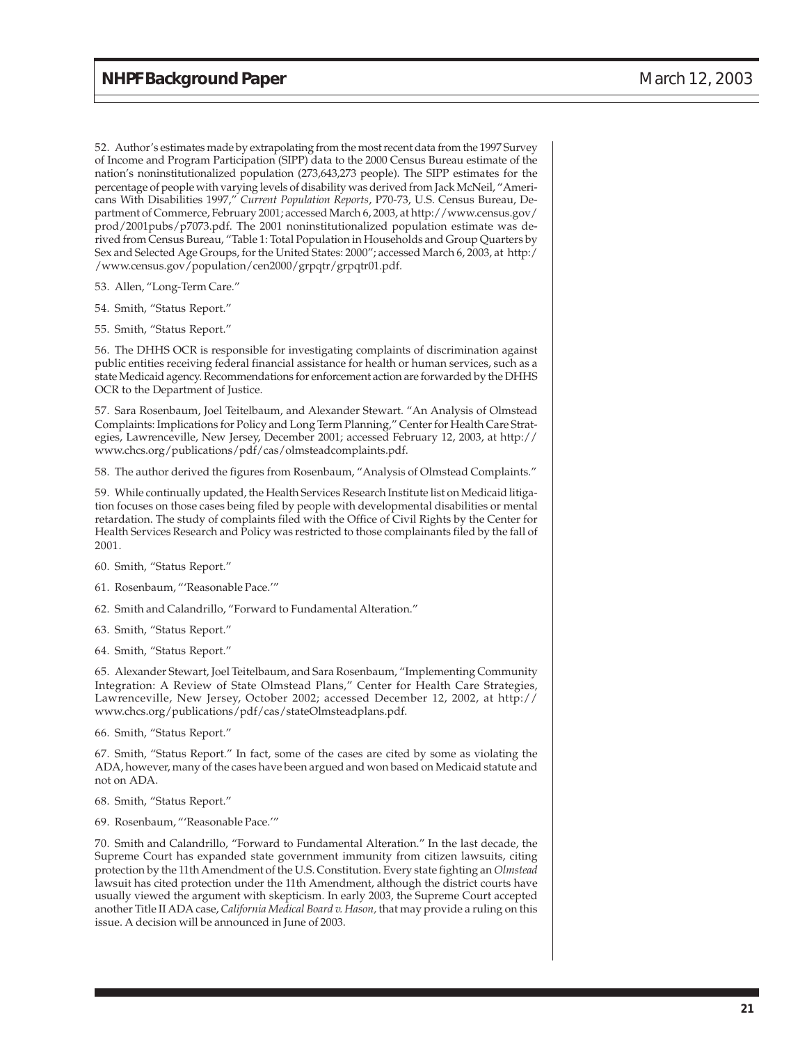52. Author's estimates made by extrapolating from the most recent data from the 1997 Survey of Income and Program Participation (SIPP) data to the 2000 Census Bureau estimate of the nation's noninstitutionalized population (273,643,273 people). The SIPP estimates for the percentage of people with varying levels of disability was derived from Jack McNeil, "Americans With Disabilities 1997," *Current Population Reports*, P70-73, U.S. Census Bureau, Department of Commerce, February 2001; accessed March 6, 2003, at http://www.census.gov/prod/2001pubs/p7073.pdf. The 2001 noninstitutionalized population estimate was derived from Census Bureau, "Table 1: Total Population in Households and Group Quarters by Sex and Selected Age Groups, for the United States: 2000"; accessed March 6, 2003, at http://www.census.gov/population/cen2000/grpqtr/grpqtr01.pdf.

53. Allen, "Long-Term Care."

54. Smith, "Status Report."

55. Smith, "Status Report."

56. The DHHS OCR is responsible for investigating complaints of discrimination against public entities receiving federal financial assistance for health or human services, such as a state Medicaid agency. Recommendations for enforcement action are forwarded by the DHHS OCR to the Department of Justice.

57. Sara Rosenbaum, Joel Teitelbaum, and Alexander Stewart. "An Analysis of Olmstead Complaints: Implications for Policy and Long Term Planning," Center for Health Care Strategies, Lawrenceville, New Jersey, December 2001; accessed February 12, 2003, at http://www.chcs.org/publications/pdf/cas/olmsteadcomplaints.pdf.

58. The author derived the figures from Rosenbaum, "Analysis of Olmstead Complaints."

59. While continually updated, the Health Services Research Institute list on Medicaid litigation focuses on those cases being filed by people with developmental disabilities or mental retardation. The study of complaints filed with the Office of Civil Rights by the Center for Health Services Research and Policy was restricted to those complainants filed by the fall of 2001.

60. Smith, "Status Report."

61. Rosenbaum, "'Reasonable Pace.'"

62. Smith and Calandrillo, "Forward to Fundamental Alteration."

63. Smith, "Status Report."

64. Smith, "Status Report."

65. Alexander Stewart, Joel Teitelbaum, and Sara Rosenbaum, "Implementing Community Integration: A Review of State Olmstead Plans," Center for Health Care Strategies, Lawrenceville, New Jersey, October 2002; accessed December 12, 2002, at http://www.chcs.org/publications/pdf/cas/stateOlmsteadplans.pdf.

66. Smith, "Status Report."

67. Smith, "Status Report." In fact, some of the cases are cited by some as violating the ADA, however, many of the cases have been argued and won based on Medicaid statute and not on ADA.

68. Smith, "Status Report."

69. Rosenbaum, "'Reasonable Pace.'"

70. Smith and Calandrillo, "Forward to Fundamental Alteration." In the last decade, the Supreme Court has expanded state government immunity from citizen lawsuits, citing protection by the 11th Amendment of the U.S. Constitution. Every state fighting an *Olmstead* lawsuit has cited protection under the 11th Amendment, although the district courts have usually viewed the argument with skepticism. In early 2003, the Supreme Court accepted another Title II ADA case, *California Medical Board v. Hason,* that may provide a ruling on this issue. A decision will be announced in June of 2003.